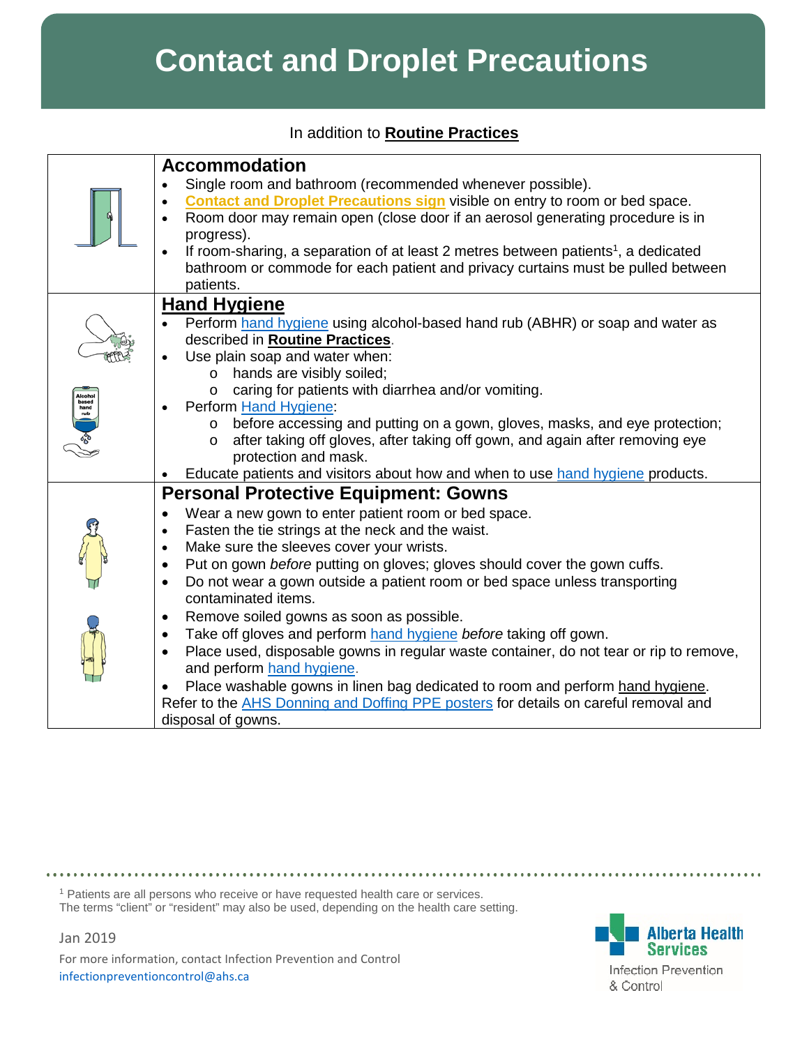# Contact and Droplet Precautions

In addition to **Routine Practices**

## Accommodation

- Single room and bathroom (recommended whenever possible).
- **Contact and Droplet Precautions sign** visible on entry to room or bed space.
- Room door may remain open (close door if an aerosol generating procedure is in progress).
- If room-sharing, a separation of at least 2 metres between patients[1], a dedicated bathroom or commode for each patient and privacy curtains must be pulled between patients.

## Hand Hygiene

- Perform hand hygiene using alcohol-based hand rub (ABHR) or soap and water as described in **Routine Practices**.
- Use plain soap and water when:
  - hands are visibly soiled;
  - caring for patients with diarrhea and/or vomiting.
- Perform Hand Hygiene:
  - before accessing and putting on a gown, gloves, masks, and eye protection;
  - after taking off gloves, after taking off gown, and again after removing eye protection and mask.
- Educate patients and visitors about how and when to use hand hygiene products.

## Personal Protective Equipment: Gowns

- Wear a new gown to enter patient room or bed space.
- Fasten the tie strings at the neck and the waist.
- Make sure the sleeves cover your wrists.
- Put on gown *before* putting on gloves; gloves should cover the gown cuffs.
- Do not wear a gown outside a patient room or bed space unless transporting contaminated items.
- Remove soiled gowns as soon as possible.
- Take off gloves and perform hand hygiene *before* taking off gown.
- Place used, disposable gowns in regular waste container, do not tear or rip to remove, and perform hand hygiene.
- Place washable gowns in linen bag dedicated to room and perform hand hygiene.

Refer to the AHS Donning and Doffing PPE posters for details on careful removal and disposal of gowns.

---

[1] Patients are all persons who receive or have requested health care or services. The terms "client" or "resident" may also be used, depending on the health care setting.

Jan 2019

For more information, contact Infection Prevention and Control
infectionpreventioncontrol@ahs.ca

Alberta Health Services
Infection Prevention & Control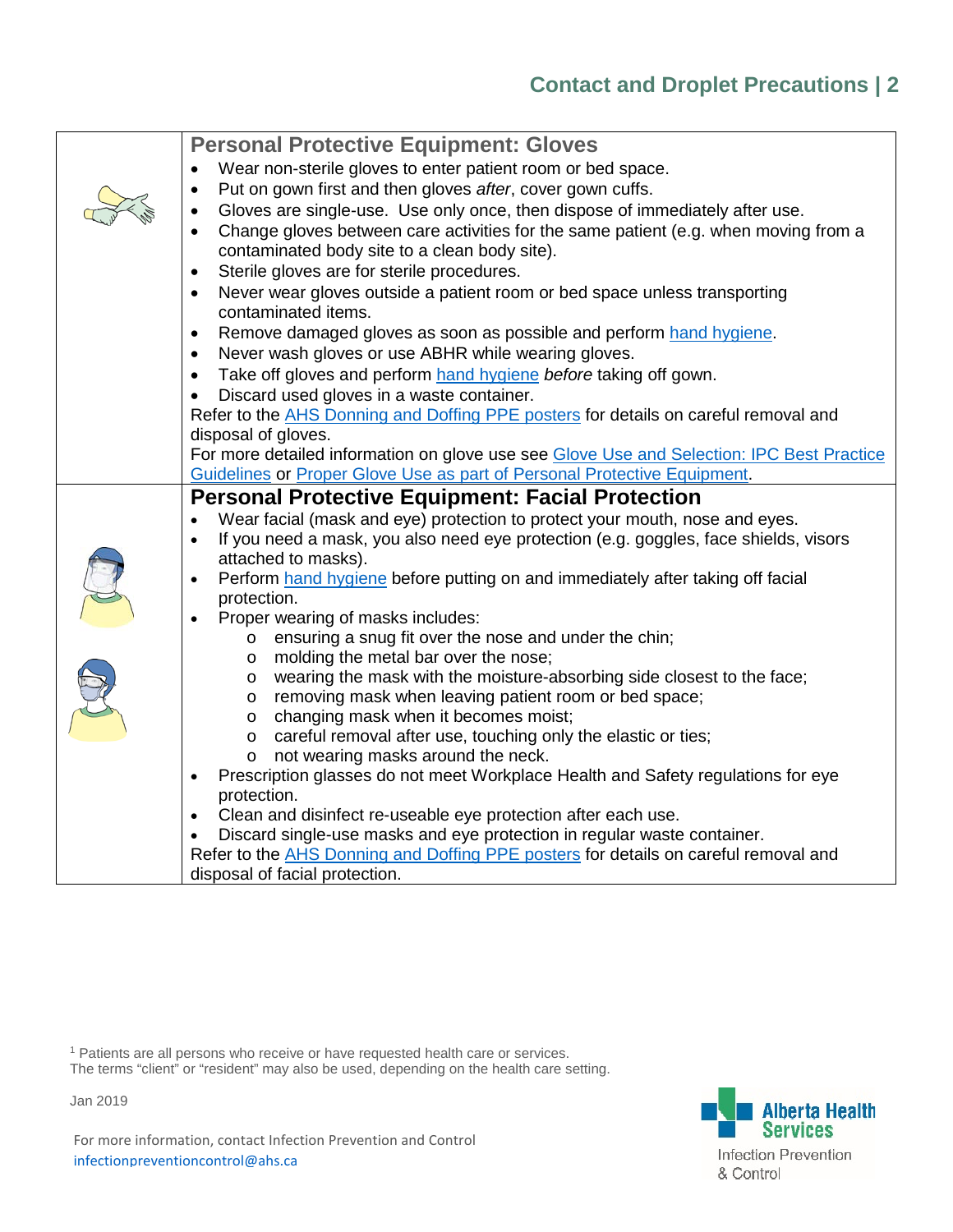## Personal Protective Equipment: Gloves

- Wear non-sterile gloves to enter patient room or bed space.
- Put on gown first and then gloves *after*, cover gown cuffs.
- Gloves are single-use. Use only once, then dispose of immediately after use.
- Change gloves between care activities for the same patient (e.g. when moving from a contaminated body site to a clean body site).
- Sterile gloves are for sterile procedures.
- Never wear gloves outside a patient room or bed space unless transporting contaminated items.
- Remove damaged gloves as soon as possible and perform hand hygiene.
- Never wash gloves or use ABHR while wearing gloves.
- Take off gloves and perform hand hygiene *before* taking off gown.
- Discard used gloves in a waste container.

Refer to the AHS Donning and Doffing PPE posters for details on careful removal and disposal of gloves.

For more detailed information on glove use see Glove Use and Selection: IPC Best Practice Guidelines or Proper Glove Use as part of Personal Protective Equipment.

## Personal Protective Equipment: Facial Protection

- Wear facial (mask and eye) protection to protect your mouth, nose and eyes.
- If you need a mask, you also need eye protection (e.g. goggles, face shields, visors attached to masks).
- Perform hand hygiene before putting on and immediately after taking off facial protection.
- Proper wearing of masks includes:
  - ensuring a snug fit over the nose and under the chin;
  - molding the metal bar over the nose;
  - wearing the mask with the moisture-absorbing side closest to the face;
  - removing mask when leaving patient room or bed space;
  - changing mask when it becomes moist;
  - careful removal after use, touching only the elastic or ties;
  - not wearing masks around the neck.
- Prescription glasses do not meet Workplace Health and Safety regulations for eye protection.
- Clean and disinfect re-useable eye protection after each use.
- Discard single-use masks and eye protection in regular waste container.

Refer to the AHS Donning and Doffing PPE posters for details on careful removal and disposal of facial protection.

[1] Patients are all persons who receive or have requested health care or services. The terms "client" or "resident" may also be used, depending on the health care setting.

Jan 2019

For more information, contact Infection Prevention and Control
infectionpreventioncontrol@ahs.ca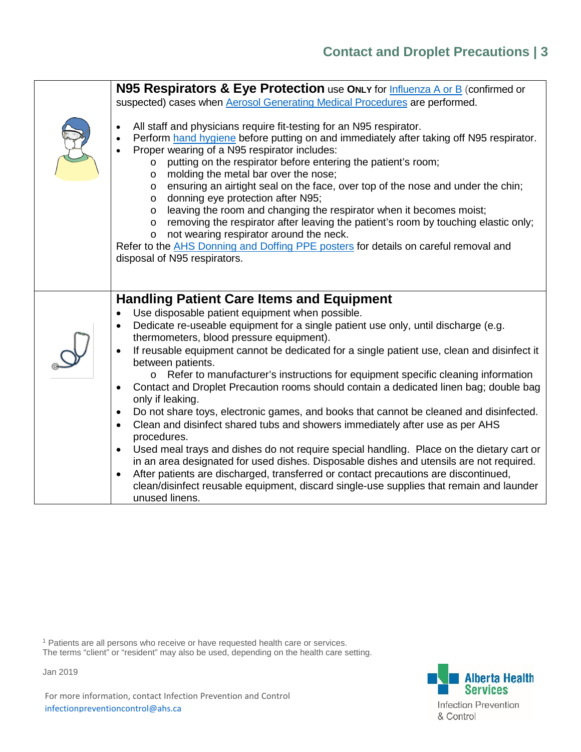## N95 Respirators & Eye Protection use **ONLY** for Influenza A or B (confirmed or suspected) cases when Aerosol Generating Medical Procedures are performed.

- All staff and physicians require fit-testing for an N95 respirator.
- Perform hand hygiene before putting on and immediately after taking off N95 respirator.
- Proper wearing of a N95 respirator includes:
  - putting on the respirator before entering the patient's room;
  - molding the metal bar over the nose;
  - ensuring an airtight seal on the face, over top of the nose and under the chin;
  - donning eye protection after N95;
  - leaving the room and changing the respirator when it becomes moist;
  - removing the respirator after leaving the patient's room by touching elastic only;
  - not wearing respirator around the neck.

Refer to the AHS Donning and Doffing PPE posters for details on careful removal and disposal of N95 respirators.

## Handling Patient Care Items and Equipment

- Use disposable patient equipment when possible.
- Dedicate re-useable equipment for a single patient use only, until discharge (e.g. thermometers, blood pressure equipment).
- If reusable equipment cannot be dedicated for a single patient use, clean and disinfect it between patients.
  - Refer to manufacturer's instructions for equipment specific cleaning information
- Contact and Droplet Precaution rooms should contain a dedicated linen bag; double bag only if leaking.
- Do not share toys, electronic games, and books that cannot be cleaned and disinfected.
- Clean and disinfect shared tubs and showers immediately after use as per AHS procedures.
- Used meal trays and dishes do not require special handling. Place on the dietary cart or in an area designated for used dishes. Disposable dishes and utensils are not required.
- After patients are discharged, transferred or contact precautions are discontinued, clean/disinfect reusable equipment, discard single-use supplies that remain and launder unused linens.

[1] Patients are all persons who receive or have requested health care or services. The terms "client" or "resident" may also be used, depending on the health care setting.

Jan 2019

For more information, contact Infection Prevention and Control infectionpreventioncontrol@ahs.ca

Alberta Health Services
Infection Prevention & Control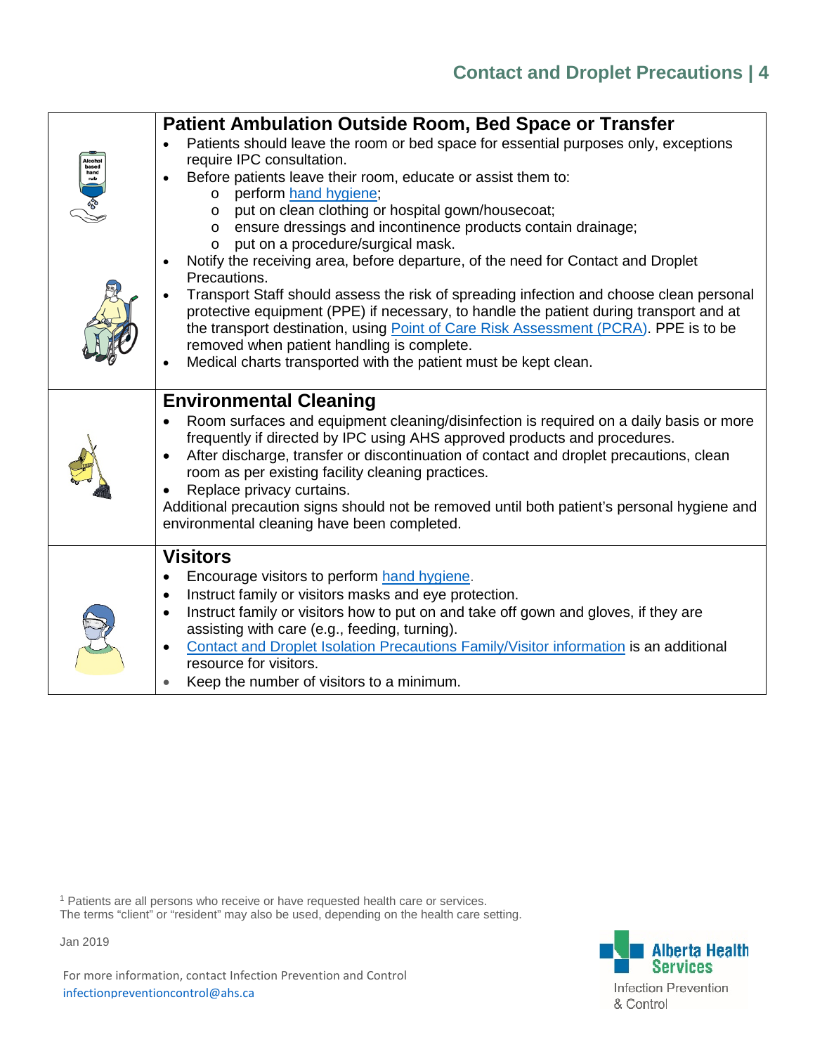## Patient Ambulation Outside Room, Bed Space or Transfer

- Patients should leave the room or bed space for essential purposes only, exceptions require IPC consultation.
- Before patients leave their room, educate or assist them to:
  - perform hand hygiene;
  - put on clean clothing or hospital gown/housecoat;
  - ensure dressings and incontinence products contain drainage;
  - put on a procedure/surgical mask.
- Notify the receiving area, before departure, of the need for Contact and Droplet Precautions.
- Transport Staff should assess the risk of spreading infection and choose clean personal protective equipment (PPE) if necessary, to handle the patient during transport and at the transport destination, using Point of Care Risk Assessment (PCRA). PPE is to be removed when patient handling is complete.
- Medical charts transported with the patient must be kept clean.

## Environmental Cleaning

- Room surfaces and equipment cleaning/disinfection is required on a daily basis or more frequently if directed by IPC using AHS approved products and procedures.
- After discharge, transfer or discontinuation of contact and droplet precautions, clean room as per existing facility cleaning practices.
- Replace privacy curtains.

Additional precaution signs should not be removed until both patient's personal hygiene and environmental cleaning have been completed.

## Visitors

- Encourage visitors to perform hand hygiene.
- Instruct family or visitors masks and eye protection.
- Instruct family or visitors how to put on and take off gown and gloves, if they are assisting with care (e.g., feeding, turning).
- Contact and Droplet Isolation Precautions Family/Visitor information is an additional resource for visitors.
- Keep the number of visitors to a minimum.

[1] Patients are all persons who receive or have requested health care or services.
The terms "client" or "resident" may also be used, depending on the health care setting.

Jan 2019

For more information, contact Infection Prevention and Control
infectionpreventioncontrol@ahs.ca

Alberta Health Services
Infection Prevention & Control